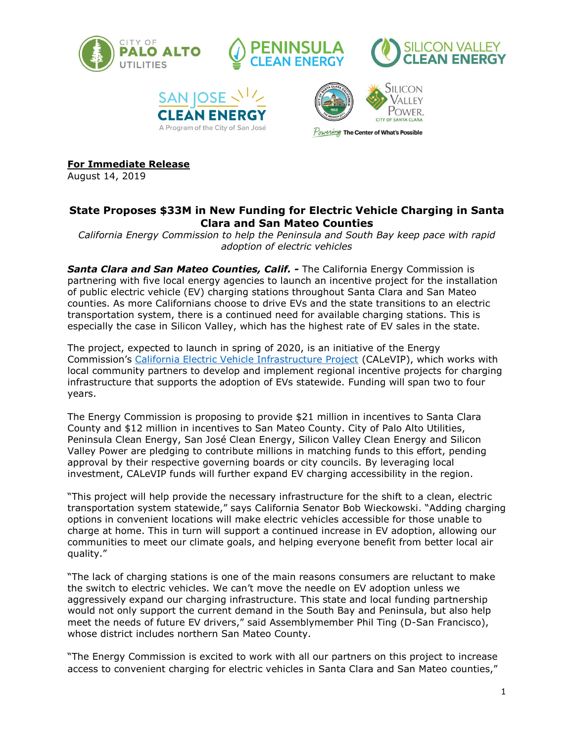**For Immediate Release**
August 14, 2019

## State Proposes $33M in New Funding for Electric Vehicle Charging in Santa Clara and San Mateo Counties

*California Energy Commission to help the Peninsula and South Bay keep pace with rapid adoption of electric vehicles*

***Santa Clara and San Mateo Counties, Calif. -*** The California Energy Commission is partnering with five local energy agencies to launch an incentive project for the installation of public electric vehicle (EV) charging stations throughout Santa Clara and San Mateo counties. As more Californians choose to drive EVs and the state transitions to an electric transportation system, there is a continued need for available charging stations. This is especially the case in Silicon Valley, which has the highest rate of EV sales in the state.

The project, expected to launch in spring of 2020, is an initiative of the Energy Commission's California Electric Vehicle Infrastructure Project (CALeVIP), which works with local community partners to develop and implement regional incentive projects for charging infrastructure that supports the adoption of EVs statewide. Funding will span two to four years.

The Energy Commission is proposing to provide $21 million in incentives to Santa Clara County and $12 million in incentives to San Mateo County. City of Palo Alto Utilities, Peninsula Clean Energy, San José Clean Energy, Silicon Valley Clean Energy and Silicon Valley Power are pledging to contribute millions in matching funds to this effort, pending approval by their respective governing boards or city councils. By leveraging local investment, CALeVIP funds will further expand EV charging accessibility in the region.

"This project will help provide the necessary infrastructure for the shift to a clean, electric transportation system statewide," says California Senator Bob Wieckowski. "Adding charging options in convenient locations will make electric vehicles accessible for those unable to charge at home. This in turn will support a continued increase in EV adoption, allowing our communities to meet our climate goals, and helping everyone benefit from better local air quality."

"The lack of charging stations is one of the main reasons consumers are reluctant to make the switch to electric vehicles. We can't move the needle on EV adoption unless we aggressively expand our charging infrastructure. This state and local funding partnership would not only support the current demand in the South Bay and Peninsula, but also help meet the needs of future EV drivers," said Assemblymember Phil Ting (D-San Francisco), whose district includes northern San Mateo County.

"The Energy Commission is excited to work with all our partners on this project to increase access to convenient charging for electric vehicles in Santa Clara and San Mateo counties,"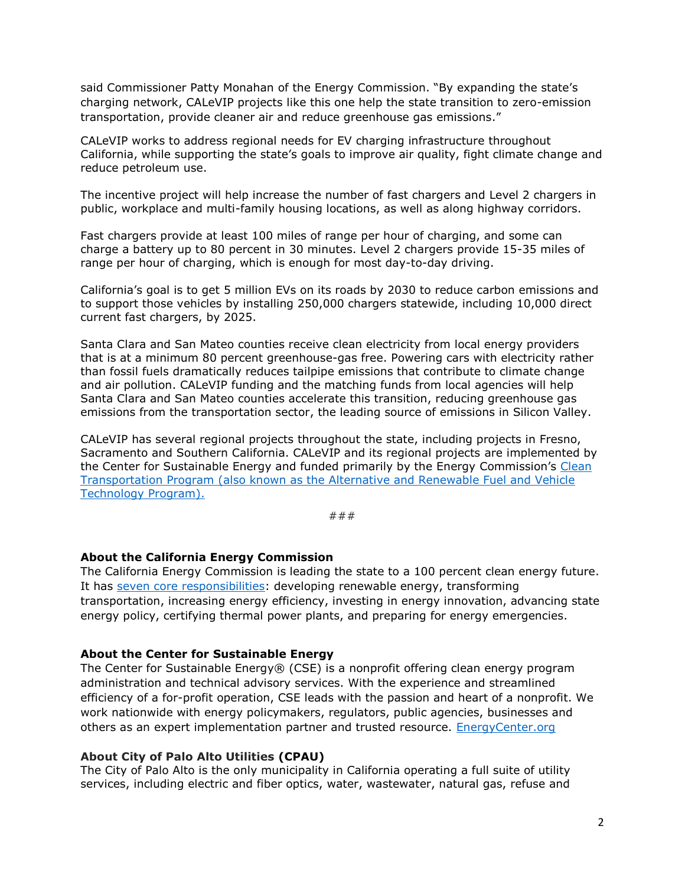said Commissioner Patty Monahan of the Energy Commission. "By expanding the state's charging network, CALeVIP projects like this one help the state transition to zero-emission transportation, provide cleaner air and reduce greenhouse gas emissions."

CALeVIP works to address regional needs for EV charging infrastructure throughout California, while supporting the state's goals to improve air quality, fight climate change and reduce petroleum use.

The incentive project will help increase the number of fast chargers and Level 2 chargers in public, workplace and multi-family housing locations, as well as along highway corridors.

Fast chargers provide at least 100 miles of range per hour of charging, and some can charge a battery up to 80 percent in 30 minutes. Level 2 chargers provide 15-35 miles of range per hour of charging, which is enough for most day-to-day driving.

California's goal is to get 5 million EVs on its roads by 2030 to reduce carbon emissions and to support those vehicles by installing 250,000 chargers statewide, including 10,000 direct current fast chargers, by 2025.

Santa Clara and San Mateo counties receive clean electricity from local energy providers that is at a minimum 80 percent greenhouse-gas free. Powering cars with electricity rather than fossil fuels dramatically reduces tailpipe emissions that contribute to climate change and air pollution. CALeVIP funding and the matching funds from local agencies will help Santa Clara and San Mateo counties accelerate this transition, reducing greenhouse gas emissions from the transportation sector, the leading source of emissions in Silicon Valley.

CALeVIP has several regional projects throughout the state, including projects in Fresno, Sacramento and Southern California. CALeVIP and its regional projects are implemented by the Center for Sustainable Energy and funded primarily by the Energy Commission's Clean Transportation Program (also known as the Alternative and Renewable Fuel and Vehicle Technology Program).

###

**About the California Energy Commission**
The California Energy Commission is leading the state to a 100 percent clean energy future. It has seven core responsibilities: developing renewable energy, transforming transportation, increasing energy efficiency, investing in energy innovation, advancing state energy policy, certifying thermal power plants, and preparing for energy emergencies.

**About the Center for Sustainable Energy**
The Center for Sustainable Energy® (CSE) is a nonprofit offering clean energy program administration and technical advisory services. With the experience and streamlined efficiency of a for-profit operation, CSE leads with the passion and heart of a nonprofit. We work nationwide with energy policymakers, regulators, public agencies, businesses and others as an expert implementation partner and trusted resource. EnergyCenter.org

**About City of Palo Alto Utilities (CPAU)**
The City of Palo Alto is the only municipality in California operating a full suite of utility services, including electric and fiber optics, water, wastewater, natural gas, refuse and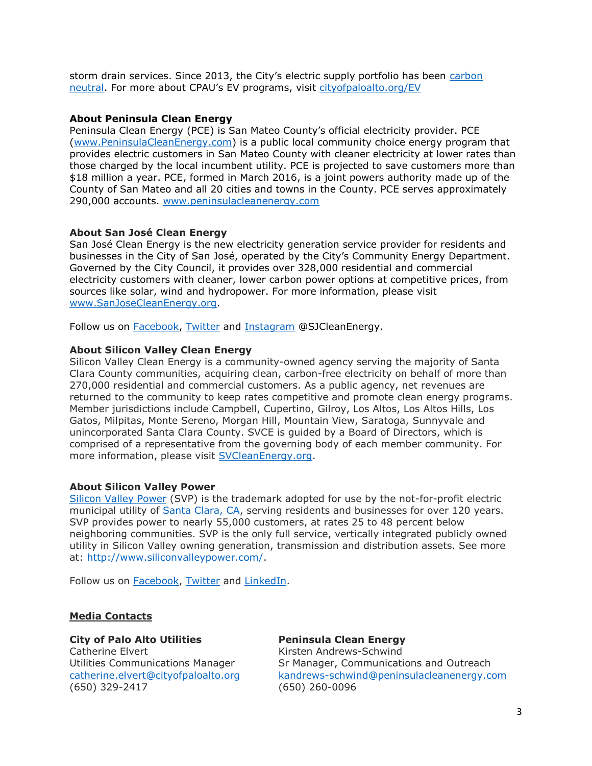storm drain services. Since 2013, the City's electric supply portfolio has been carbon neutral. For more about CPAU's EV programs, visit cityofpaloalto.org/EV

**About Peninsula Clean Energy**
Peninsula Clean Energy (PCE) is San Mateo County's official electricity provider. PCE (www.PeninsulaCleanEnergy.com) is a public local community choice energy program that provides electric customers in San Mateo County with cleaner electricity at lower rates than those charged by the local incumbent utility. PCE is projected to save customers more than $18 million a year. PCE, formed in March 2016, is a joint powers authority made up of the County of San Mateo and all 20 cities and towns in the County. PCE serves approximately 290,000 accounts. www.peninsulacleanenergy.com

**About San José Clean Energy**
San José Clean Energy is the new electricity generation service provider for residents and businesses in the City of San José, operated by the City's Community Energy Department. Governed by the City Council, it provides over 328,000 residential and commercial electricity customers with cleaner, lower carbon power options at competitive prices, from sources like solar, wind and hydropower. For more information, please visit www.SanJoseCleanEnergy.org.

Follow us on Facebook, Twitter and Instagram @SJCleanEnergy.

**About Silicon Valley Clean Energy**
Silicon Valley Clean Energy is a community-owned agency serving the majority of Santa Clara County communities, acquiring clean, carbon-free electricity on behalf of more than 270,000 residential and commercial customers. As a public agency, net revenues are returned to the community to keep rates competitive and promote clean energy programs. Member jurisdictions include Campbell, Cupertino, Gilroy, Los Altos, Los Altos Hills, Los Gatos, Milpitas, Monte Sereno, Morgan Hill, Mountain View, Saratoga, Sunnyvale and unincorporated Santa Clara County. SVCE is guided by a Board of Directors, which is comprised of a representative from the governing body of each member community. For more information, please visit SVCleanEnergy.org.

**About Silicon Valley Power**
Silicon Valley Power (SVP) is the trademark adopted for use by the not-for-profit electric municipal utility of Santa Clara, CA, serving residents and businesses for over 120 years. SVP provides power to nearly 55,000 customers, at rates 25 to 48 percent below neighboring communities. SVP is the only full service, vertically integrated publicly owned utility in Silicon Valley owning generation, transmission and distribution assets. See more at: http://www.siliconvalleypower.com/.

Follow us on Facebook, Twitter and LinkedIn.

**Media Contacts**

**City of Palo Alto Utilities**
Catherine Elvert
Utilities Communications Manager
catherine.elvert@cityofpaloalto.org
(650) 329-2417

**Peninsula Clean Energy**
Kirsten Andrews-Schwind
Sr Manager, Communications and Outreach
kandrews-schwind@peninsulacleanenergy.com
(650) 260-0096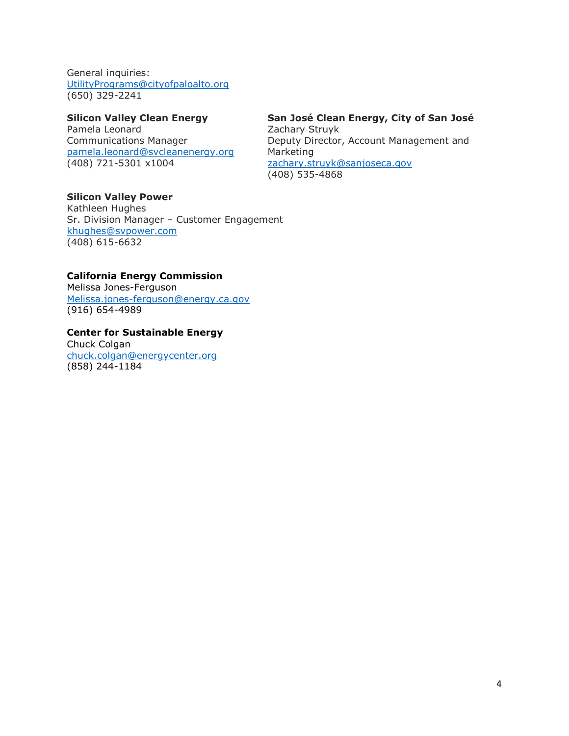General inquiries:
UtilityPrograms@cityofpaloalto.org
(650) 329-2241

**Silicon Valley Clean Energy**
Pamela Leonard
Communications Manager
pamela.leonard@svcleanenergy.org
(408) 721-5301 x1004

**San José Clean Energy, City of San José**
Zachary Struyk
Deputy Director, Account Management and Marketing
zachary.struyk@sanjoseca.gov
(408) 535-4868

**Silicon Valley Power**
Kathleen Hughes
Sr. Division Manager – Customer Engagement
khughes@svpower.com
(408) 615-6632

**California Energy Commission**
Melissa Jones-Ferguson
Melissa.jones-ferguson@energy.ca.gov
(916) 654-4989

**Center for Sustainable Energy**
Chuck Colgan
chuck.colgan@energycenter.org
(858) 244-1184